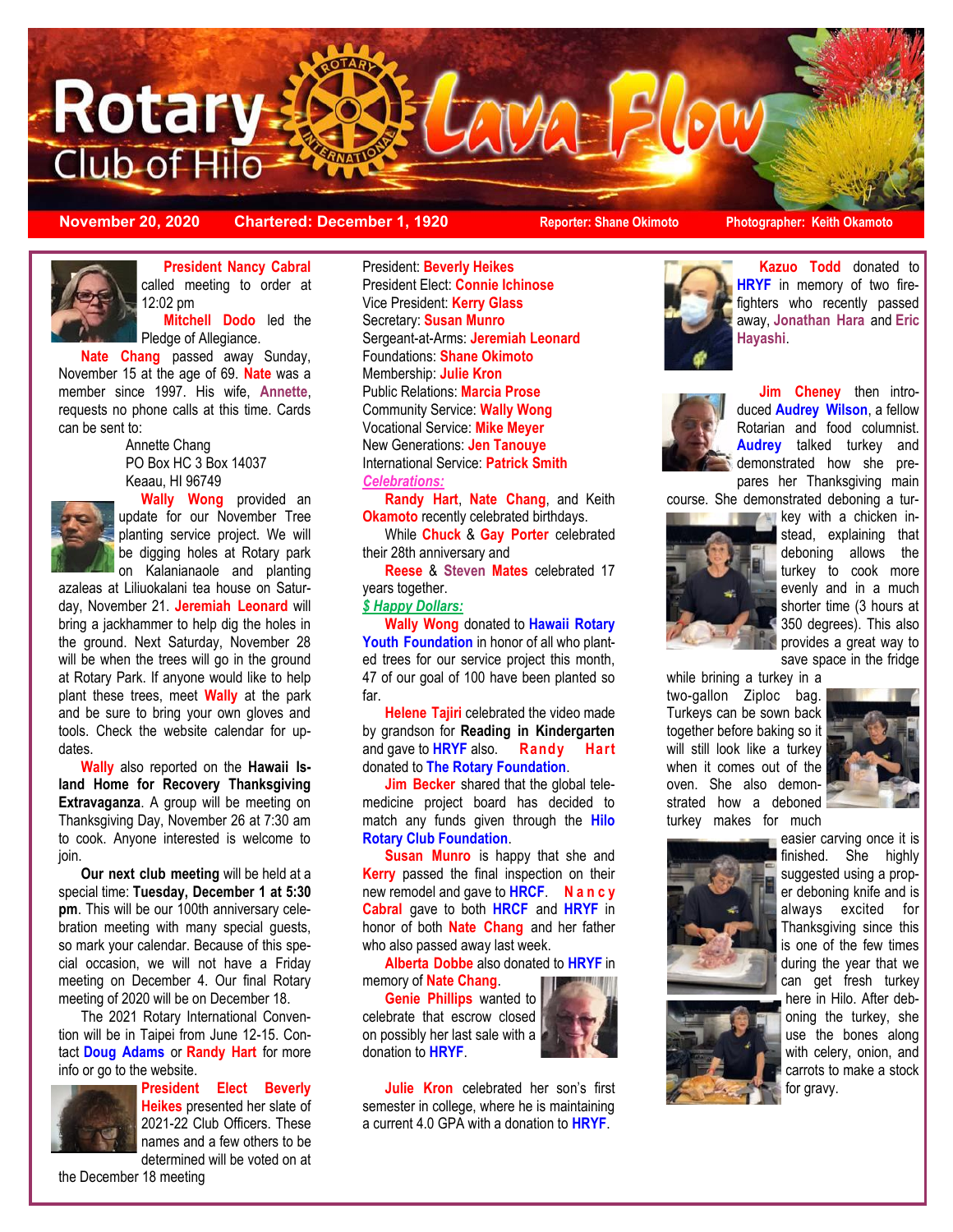# Rotary Club of Hilo — Lava Flow

**November 20, 2020** | **Chartered: December 1, 1920** | **Reporter: Shane Okimoto** | **Photographer: Keith Okamoto**

**President Nancy Cabral** called meeting to order at 12:02 pm

**Mitchell Dodo** led the Pledge of Allegiance.

**Nate Chang** passed away Sunday, November 15 at the age of 69. **Nate** was a member since 1997. His wife, **Annette**, requests no phone calls at this time. Cards can be sent to:

Annette Chang
PO Box HC 3 Box 14037
Keaau, HI 96749

**Wally Wong** provided an update for our November Tree planting service project. We will be digging holes at Rotary park on Kalanianaole and planting azaleas at Liliuokalani tea house on Saturday, November 21. **Jeremiah Leonard** will bring a jackhammer to help dig the holes in the ground. Next Saturday, November 28 will be when the trees will go in the ground at Rotary Park. If anyone would like to help plant these trees, meet **Wally** at the park and be sure to bring your own gloves and tools. Check the website calendar for updates.

**Wally** also reported on the **Hawaii Island Home for Recovery Thanksgiving Extravaganza**. A group will be meeting on Thanksgiving Day, November 26 at 7:30 am to cook. Anyone interested is welcome to join.

**Our next club meeting** will be held at a special time: **Tuesday, December 1 at 5:30 pm**. This will be our 100th anniversary celebration meeting with many special guests, so mark your calendar. Because of this special occasion, we will not have a Friday meeting on December 4. Our final Rotary meeting of 2020 will be on December 18.

The 2021 Rotary International Convention will be in Taipei from June 12-15. Contact **Doug Adams** or **Randy Hart** for more info or go to the website.

**President Elect Beverly Heikes** presented her slate of 2021-22 Club Officers. These names and a few others to be determined will be voted on at the December 18 meeting

President: **Beverly Heikes**
President Elect: **Connie Ichinose**
Vice President: **Kerry Glass**
Secretary: **Susan Munro**
Sergeant-at-Arms: **Jeremiah Leonard**
Foundations: **Shane Okimoto**
Membership: **Julie Kron**
Public Relations: **Marcia Prose**
Community Service: **Wally Wong**
Vocational Service: **Mike Meyer**
New Generations: **Jen Tanouye**
International Service: **Patrick Smith**

***Celebrations:***

**Randy Hart**, **Nate Chang**, and Keith **Okamoto** recently celebrated birthdays.

While **Chuck** & **Gay Porter** celebrated their 28th anniversary and

**Reese** & **Steven Mates** celebrated 17 years together.

***$ Happy Dollars:***

**Wally Wong** donated to **Hawaii Rotary Youth Foundation** in honor of all who planted trees for our service project this month, 47 of our goal of 100 have been planted so far.

**Helene Tajiri** celebrated the video made by grandson for **Reading in Kindergarten** and gave to **HRYF** also. **Randy Hart** donated to **The Rotary Foundation**.

**Jim Becker** shared that the global telemedicine project board has decided to match any funds given through the **Hilo Rotary Club Foundation**.

**Susan Munro** is happy that she and **Kerry** passed the final inspection on their new remodel and gave to **HRCF**. **Nancy Cabral** gave to both **HRCF** and **HRYF** in honor of both **Nate Chang** and her father who also passed away last week.

**Alberta Dobbe** also donated to **HRYF** in memory of **Nate Chang**.

**Genie Phillips** wanted to celebrate that escrow closed on possibly her last sale with a donation to **HRYF**.

**Julie Kron** celebrated her son's first semester in college, where he is maintaining a current 4.0 GPA with a donation to **HRYF**.

**Kazuo Todd** donated to **HRYF** in memory of two firefighters who recently passed away, **Jonathan Hara** and **Eric Hayashi**.

**Jim Cheney** then introduced **Audrey Wilson**, a fellow Rotarian and food columnist. **Audrey** talked turkey and demonstrated how she prepares her Thanksgiving main course. She demonstrated deboning a turkey with a chicken instead, explaining that deboning allows the turkey to cook more evenly and in a much shorter time (3 hours at 350 degrees). This also provides a great way to save space in the fridge while brining a turkey in a two-gallon Ziploc bag. Turkeys can be sown back together before baking so it will still look like a turkey when it comes out of the oven. She also demonstrated how a deboned turkey makes for much easier carving once it is finished. She highly suggested using a proper deboning knife and is always excited for Thanksgiving since this is one of the few times during the year that we can get fresh turkey here in Hilo. After deboning the turkey, she use the bones along with celery, onion, and carrots to make a stock for gravy.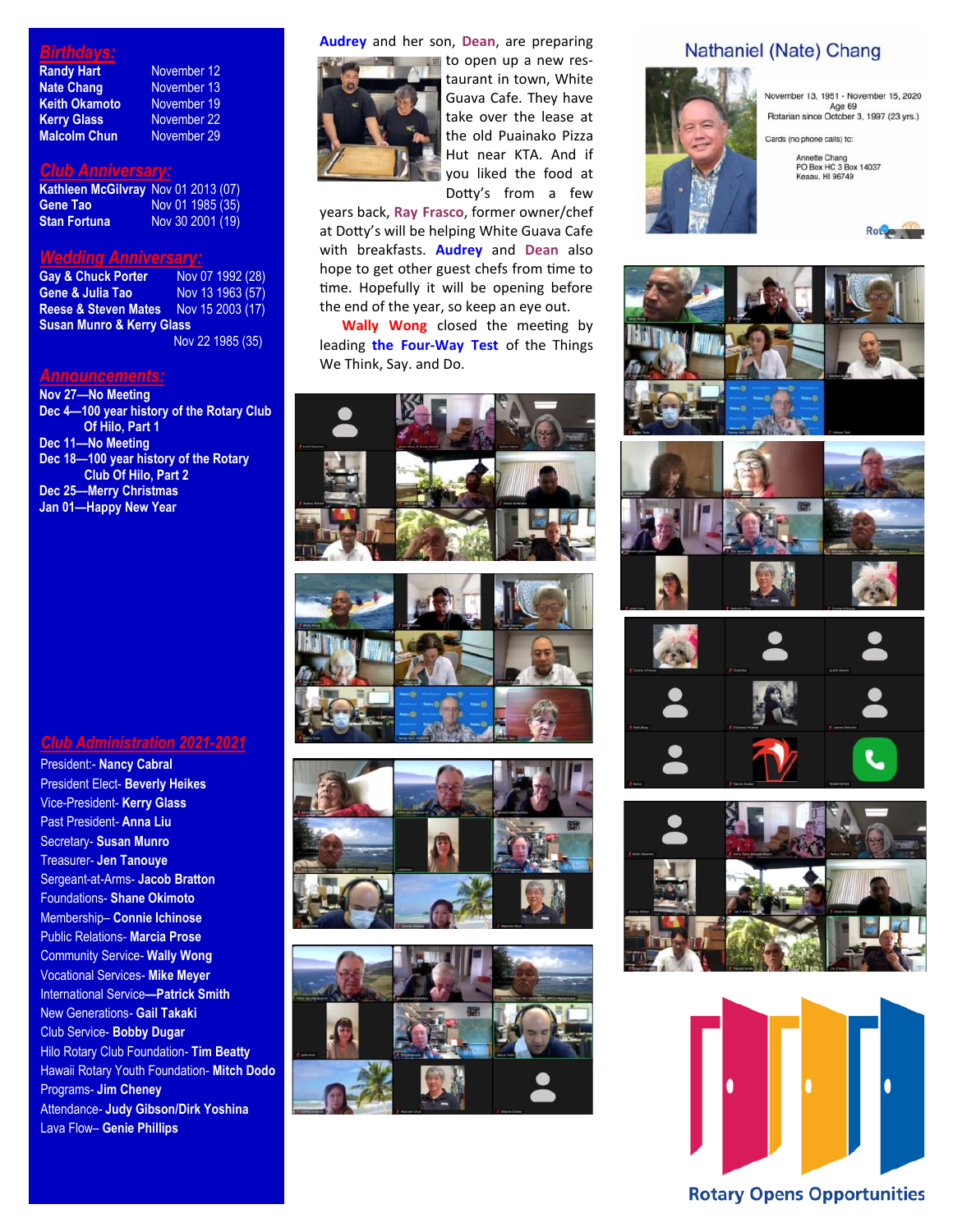## Birthdays:

| | |
|---|---|
| Randy Hart | November 12 |
| Nate Chang | November 13 |
| Keith Okamoto | November 19 |
| Kerry Glass | November 22 |
| Malcolm Chun | November 29 |

## Club Anniversary:

| | |
|---|---|
| Kathleen McGilvray | Nov 01 2013 (07) |
| Gene Tao | Nov 01 1985 (35) |
| Stan Fortuna | Nov 30 2001 (19) |

## Wedding Anniversary:

| | |
|---|---|
| Gay & Chuck Porter | Nov 07 1992 (28) |
| Gene & Julia Tao | Nov 13 1963 (57) |
| Reese & Steven Mates | Nov 15 2003 (17) |
| Susan Munro & Kerry Glass | Nov 22 1985 (35) |

## Announcements:

**Nov 27—No Meeting**
**Dec 4—100 year history of the Rotary Club Of Hilo, Part 1**
**Dec 11—No Meeting**
**Dec 18—100 year history of the Rotary Club Of Hilo, Part 2**
**Dec 25—Merry Christmas**
**Jan 01—Happy New Year**

## Club Administration 2021-2021

President:- **Nancy Cabral**
President Elect- **Beverly Heikes**
Vice-President- **Kerry Glass**
Past President- **Anna Liu**
Secretary- **Susan Munro**
Treasurer- **Jen Tanouye**
Sergeant-at-Arms- **Jacob Bratton**
Foundations- **Shane Okimoto**
Membership– **Connie Ichinose**
Public Relations- **Marcia Prose**
Community Service- **Wally Wong**
Vocational Services- **Mike Meyer**
International Service—**Patrick Smith**
New Generations- **Gail Takaki**
Club Service- **Bobby Dugar**
Hilo Rotary Club Foundation- **Tim Beatty**
Hawaii Rotary Youth Foundation- **Mitch Dodo**
Programs- **Jim Cheney**
Attendance- **Judy Gibson/Dirk Yoshina**
Lava Flow– **Genie Phillips**

**Audrey** and her son, **Dean**, are preparing to open up a new restaurant in town, White Guava Cafe. They have take over the lease at the old Puainako Pizza Hut near KTA. And if you liked the food at Dotty's from a few years back, **Ray Frasco**, former owner/chef at Dotty's will be helping White Guava Cafe with breakfasts. **Audrey** and **Dean** also hope to get other guest chefs from time to time. Hopefully it will be opening before the end of the year, so keep an eye out.

**Wally Wong** closed the meeting by leading **the Four-Way Test** of the Things We Think, Say. and Do.

### Nathaniel (Nate) Chang

November 13, 1951 - November 15, 2020
Age 69
Rotarian since October 3, 1997 (23 yrs.)

Cards (no phone calls) to:

Annette Chang
PO Box HC 3 Box 14037
Keaau, HI 96749

Rotary Opens Opportunities